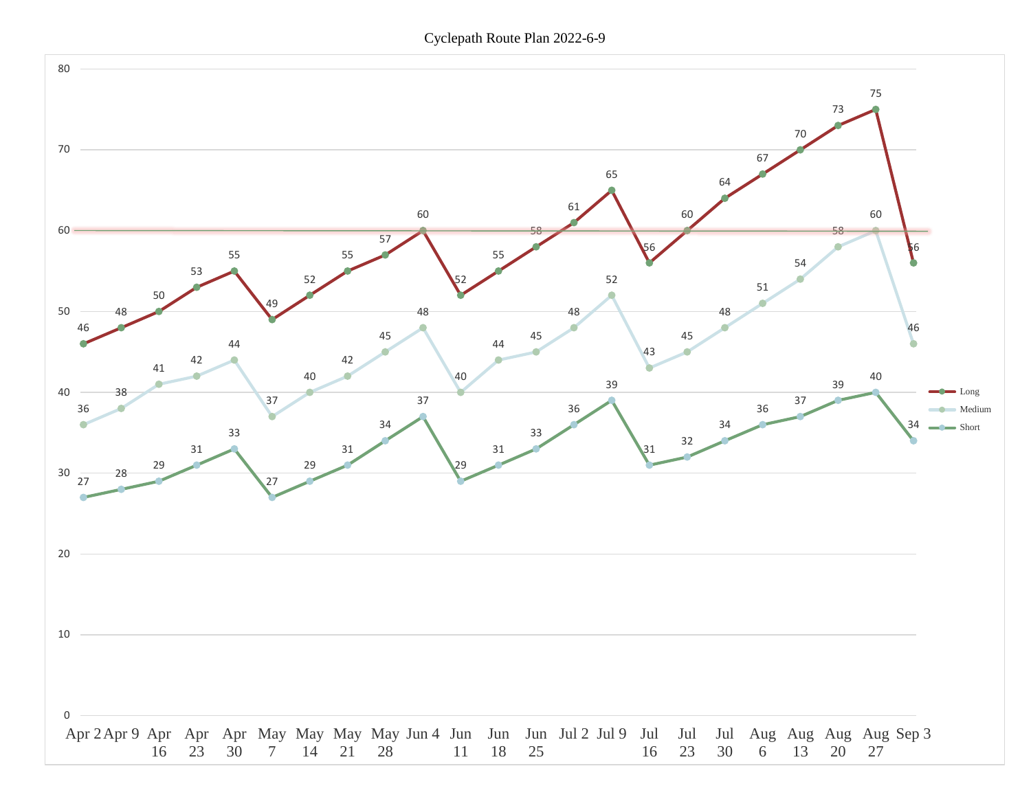# Cyclepath Route Plan 2022-6-9

| Week | Long | Medium | Short |
|---|---|---|---|
| Apr 2 | 46 | 36 | 27 |
| Apr 9 | 48 | 38 | 28 |
| Apr 16 | 50 | 41 | 29 |
| Apr 23 | 53 | 42 | 31 |
| Apr 30 | 55 | 44 | 33 |
| May 7 | 49 | 37 | 27 |
| May 14 | 52 | 40 | 29 |
| May 21 | 55 | 42 | 31 |
| May 28 | 57 | 45 | 34 |
| Jun 4 | 60 | 48 | 37 |
| Jun 11 | 52 | 40 | 29 |
| Jun 18 | 55 | 44 | 31 |
| Jun 25 | 58 | 45 | 33 |
| Jul 2 | 61 | 48 | 36 |
| Jul 9 | 65 | 52 | 39 |
| Jul 16 | 56 | 43 | 31 |
| Jul 23 | 60 | 45 | 32 |
| Jul 30 | 64 | 48 | 34 |
| Aug 6 | 67 | 51 | 36 |
| Aug 13 | 70 | 54 | 37 |
| Aug 20 | 73 | 58 | 39 |
| Aug 27 | 75 | 60 | 40 |
| Sep 3 | 56 | 46 | 34 |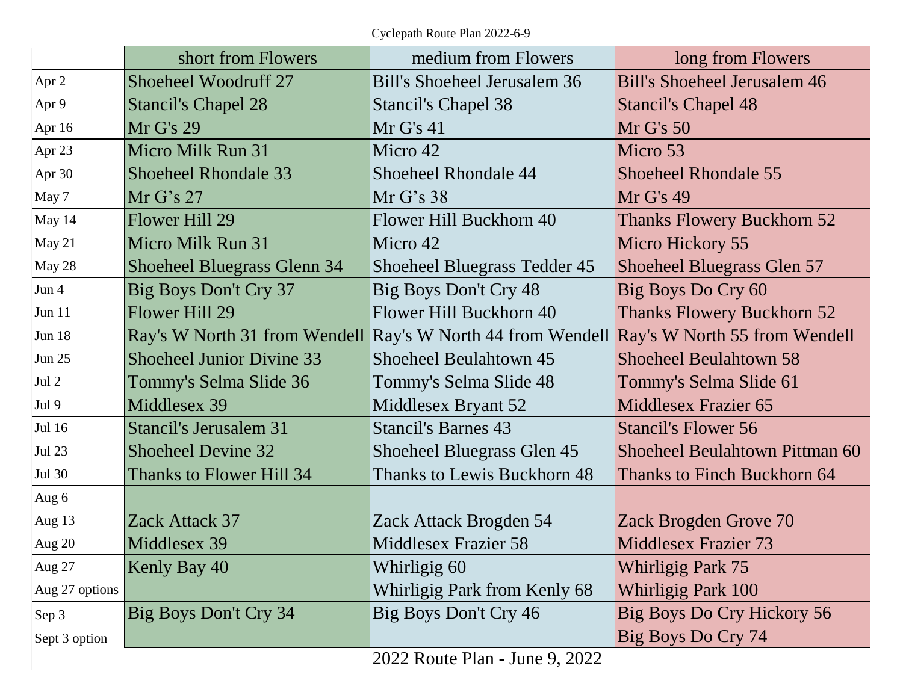Cyclepath Route Plan 2022-6-9

| | short from Flowers | medium from Flowers | long from Flowers |
|---|---|---|---|
| Apr 2 | Shoeheel Woodruff 27 | Bill's Shoeheel Jerusalem 36 | Bill's Shoeheel Jerusalem 46 |
| Apr 9 | Stancil's Chapel 28 | Stancil's Chapel 38 | Stancil's Chapel 48 |
| Apr 16 | Mr G's 29 | Mr G's 41 | Mr G's 50 |
| Apr 23 | Micro Milk Run 31 | Micro 42 | Micro 53 |
| Apr 30 | Shoeheel Rhondale 33 | Shoeheel Rhondale 44 | Shoeheel Rhondale 55 |
| May 7 | Mr G’s 27 | Mr G’s 38 | Mr G's 49 |
| May 14 | Flower Hill 29 | Flower Hill Buckhorn 40 | Thanks Flowery Buckhorn 52 |
| May 21 | Micro Milk Run 31 | Micro 42 | Micro Hickory 55 |
| May 28 | Shoeheel Bluegrass Glenn 34 | Shoeheel Bluegrass Tedder 45 | Shoeheel Bluegrass Glen 57 |
| Jun 4 | Big Boys Don't Cry 37 | Big Boys Don't Cry 48 | Big Boys Do Cry 60 |
| Jun 11 | Flower Hill 29 | Flower Hill Buckhorn 40 | Thanks Flowery Buckhorn 52 |
| Jun 18 | Ray's W North 31 from Wendell | Ray's W North 44 from Wendell | Ray's W North 55 from Wendell |
| Jun 25 | Shoeheel Junior Divine 33 | Shoeheel Beulahtown 45 | Shoeheel Beulahtown 58 |
| Jul 2 | Tommy's Selma Slide 36 | Tommy's Selma Slide 48 | Tommy's Selma Slide 61 |
| Jul 9 | Middlesex 39 | Middlesex Bryant 52 | Middlesex Frazier 65 |
| Jul 16 | Stancil's Jerusalem 31 | Stancil's Barnes 43 | Stancil's Flower 56 |
| Jul 23 | Shoeheel Devine 32 | Shoeheel Bluegrass Glen 45 | Shoeheel Beulahtown Pittman 60 |
| Jul 30 | Thanks to Flower Hill 34 | Thanks to Lewis Buckhorn 48 | Thanks to Finch Buckhorn 64 |
| Aug 6 | | | |
| Aug 13 | Zack Attack 37 | Zack Attack Brogden 54 | Zack Brogden Grove 70 |
| Aug 20 | Middlesex 39 | Middlesex Frazier 58 | Middlesex Frazier 73 |
| Aug 27 | Kenly Bay 40 | Whirligig 60 | Whirligig Park 75 |
| Aug 27 options | | Whirligig Park from Kenly 68 | Whirligig Park 100 |
| Sep 3 | Big Boys Don't Cry 34 | Big Boys Don't Cry 46 | Big Boys Do Cry Hickory 56 |
| Sept 3 option | | | Big Boys Do Cry 74 |

2022 Route Plan - June 9, 2022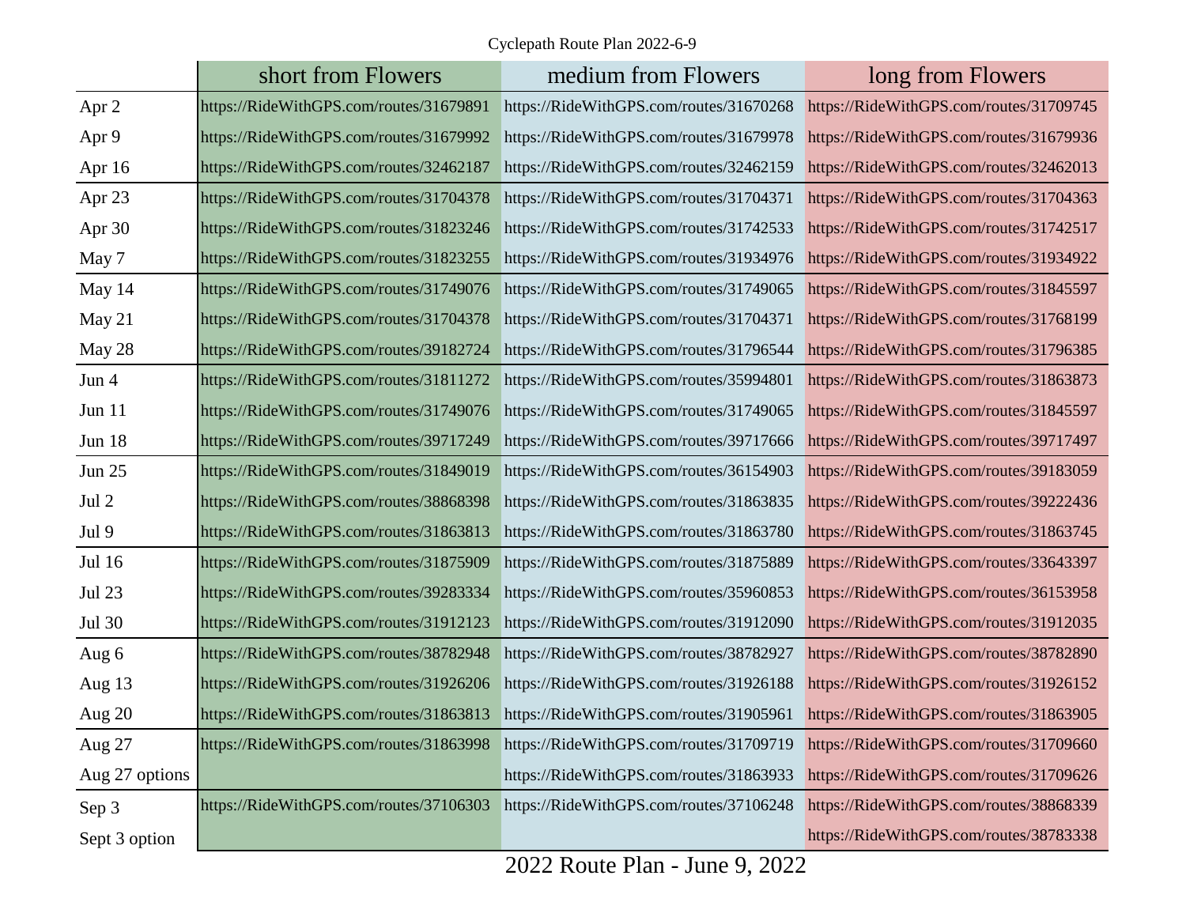Cyclepath Route Plan 2022-6-9

| | short from Flowers | medium from Flowers | long from Flowers |
|---|---|---|---|
| Apr 2 | https://RideWithGPS.com/routes/31679891 | https://RideWithGPS.com/routes/31670268 | https://RideWithGPS.com/routes/31709745 |
| Apr 9 | https://RideWithGPS.com/routes/31679992 | https://RideWithGPS.com/routes/31679978 | https://RideWithGPS.com/routes/31679936 |
| Apr 16 | https://RideWithGPS.com/routes/32462187 | https://RideWithGPS.com/routes/32462159 | https://RideWithGPS.com/routes/32462013 |
| Apr 23 | https://RideWithGPS.com/routes/31704378 | https://RideWithGPS.com/routes/31704371 | https://RideWithGPS.com/routes/31704363 |
| Apr 30 | https://RideWithGPS.com/routes/31823246 | https://RideWithGPS.com/routes/31742533 | https://RideWithGPS.com/routes/31742517 |
| May 7 | https://RideWithGPS.com/routes/31823255 | https://RideWithGPS.com/routes/31934976 | https://RideWithGPS.com/routes/31934922 |
| May 14 | https://RideWithGPS.com/routes/31749076 | https://RideWithGPS.com/routes/31749065 | https://RideWithGPS.com/routes/31845597 |
| May 21 | https://RideWithGPS.com/routes/31704378 | https://RideWithGPS.com/routes/31704371 | https://RideWithGPS.com/routes/31768199 |
| May 28 | https://RideWithGPS.com/routes/39182724 | https://RideWithGPS.com/routes/31796544 | https://RideWithGPS.com/routes/31796385 |
| Jun 4 | https://RideWithGPS.com/routes/31811272 | https://RideWithGPS.com/routes/35994801 | https://RideWithGPS.com/routes/31863873 |
| Jun 11 | https://RideWithGPS.com/routes/31749076 | https://RideWithGPS.com/routes/31749065 | https://RideWithGPS.com/routes/31845597 |
| Jun 18 | https://RideWithGPS.com/routes/39717249 | https://RideWithGPS.com/routes/39717666 | https://RideWithGPS.com/routes/39717497 |
| Jun 25 | https://RideWithGPS.com/routes/31849019 | https://RideWithGPS.com/routes/36154903 | https://RideWithGPS.com/routes/39183059 |
| Jul 2 | https://RideWithGPS.com/routes/38868398 | https://RideWithGPS.com/routes/31863835 | https://RideWithGPS.com/routes/39222436 |
| Jul 9 | https://RideWithGPS.com/routes/31863813 | https://RideWithGPS.com/routes/31863780 | https://RideWithGPS.com/routes/31863745 |
| Jul 16 | https://RideWithGPS.com/routes/31875909 | https://RideWithGPS.com/routes/31875889 | https://RideWithGPS.com/routes/33643397 |
| Jul 23 | https://RideWithGPS.com/routes/39283334 | https://RideWithGPS.com/routes/35960853 | https://RideWithGPS.com/routes/36153958 |
| Jul 30 | https://RideWithGPS.com/routes/31912123 | https://RideWithGPS.com/routes/31912090 | https://RideWithGPS.com/routes/31912035 |
| Aug 6 | https://RideWithGPS.com/routes/38782948 | https://RideWithGPS.com/routes/38782927 | https://RideWithGPS.com/routes/38782890 |
| Aug 13 | https://RideWithGPS.com/routes/31926206 | https://RideWithGPS.com/routes/31926188 | https://RideWithGPS.com/routes/31926152 |
| Aug 20 | https://RideWithGPS.com/routes/31863813 | https://RideWithGPS.com/routes/31905961 | https://RideWithGPS.com/routes/31863905 |
| Aug 27 | https://RideWithGPS.com/routes/31863998 | https://RideWithGPS.com/routes/31709719 | https://RideWithGPS.com/routes/31709660 |
| Aug 27 options | | https://RideWithGPS.com/routes/31863933 | https://RideWithGPS.com/routes/31709626 |
| Sep 3 | https://RideWithGPS.com/routes/37106303 | https://RideWithGPS.com/routes/37106248 | https://RideWithGPS.com/routes/38868339 |
| Sept 3 option | | | https://RideWithGPS.com/routes/38783338 |

2022 Route Plan - June 9, 2022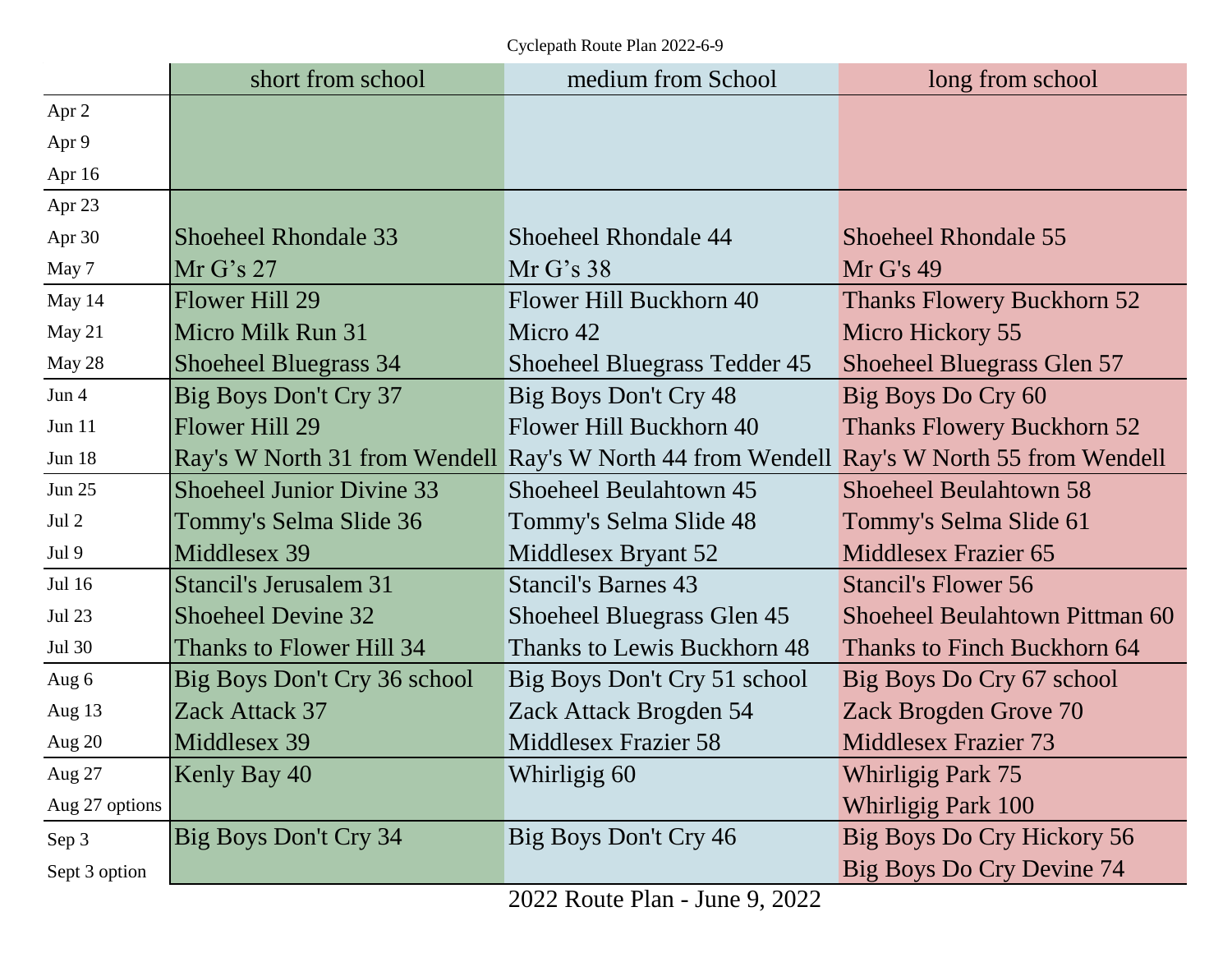Cyclepath Route Plan 2022-6-9

| | short from school | medium from School | long from school |
|---|---|---|---|
| Apr 2 | | | |
| Apr 9 | | | |
| Apr 16 | | | |
| Apr 23 | | | |
| Apr 30 | Shoeheel Rhondale 33 | Shoeheel Rhondale 44 | Shoeheel Rhondale 55 |
| May 7 | Mr G's 27 | Mr G's 38 | Mr G's 49 |
| May 14 | Flower Hill 29 | Flower Hill Buckhorn 40 | Thanks Flowery Buckhorn 52 |
| May 21 | Micro Milk Run 31 | Micro 42 | Micro Hickory 55 |
| May 28 | Shoeheel Bluegrass 34 | Shoeheel Bluegrass Tedder 45 | Shoeheel Bluegrass Glen 57 |
| Jun 4 | Big Boys Don't Cry 37 | Big Boys Don't Cry 48 | Big Boys Do Cry 60 |
| Jun 11 | Flower Hill 29 | Flower Hill Buckhorn 40 | Thanks Flowery Buckhorn 52 |
| Jun 18 | Ray's W North 31 from Wendell | Ray's W North 44 from Wendell | Ray's W North 55 from Wendell |
| Jun 25 | Shoeheel Junior Divine 33 | Shoeheel Beulahtown 45 | Shoeheel Beulahtown 58 |
| Jul 2 | Tommy's Selma Slide 36 | Tommy's Selma Slide 48 | Tommy's Selma Slide 61 |
| Jul 9 | Middlesex 39 | Middlesex Bryant 52 | Middlesex Frazier 65 |
| Jul 16 | Stancil's Jerusalem 31 | Stancil's Barnes 43 | Stancil's Flower 56 |
| Jul 23 | Shoeheel Devine 32 | Shoeheel Bluegrass Glen 45 | Shoeheel Beulahtown Pittman 60 |
| Jul 30 | Thanks to Flower Hill 34 | Thanks to Lewis Buckhorn 48 | Thanks to Finch Buckhorn 64 |
| Aug 6 | Big Boys Don't Cry 36 school | Big Boys Don't Cry 51 school | Big Boys Do Cry 67 school |
| Aug 13 | Zack Attack 37 | Zack Attack Brogden 54 | Zack Brogden Grove 70 |
| Aug 20 | Middlesex 39 | Middlesex Frazier 58 | Middlesex Frazier 73 |
| Aug 27 | Kenly Bay 40 | Whirligig 60 | Whirligig Park 75 |
| Aug 27 options | | | Whirligig Park 100 |
| Sep 3 | Big Boys Don't Cry 34 | Big Boys Don't Cry 46 | Big Boys Do Cry Hickory 56 |
| Sept 3 option | | | Big Boys Do Cry Devine 74 |

2022 Route Plan - June 9, 2022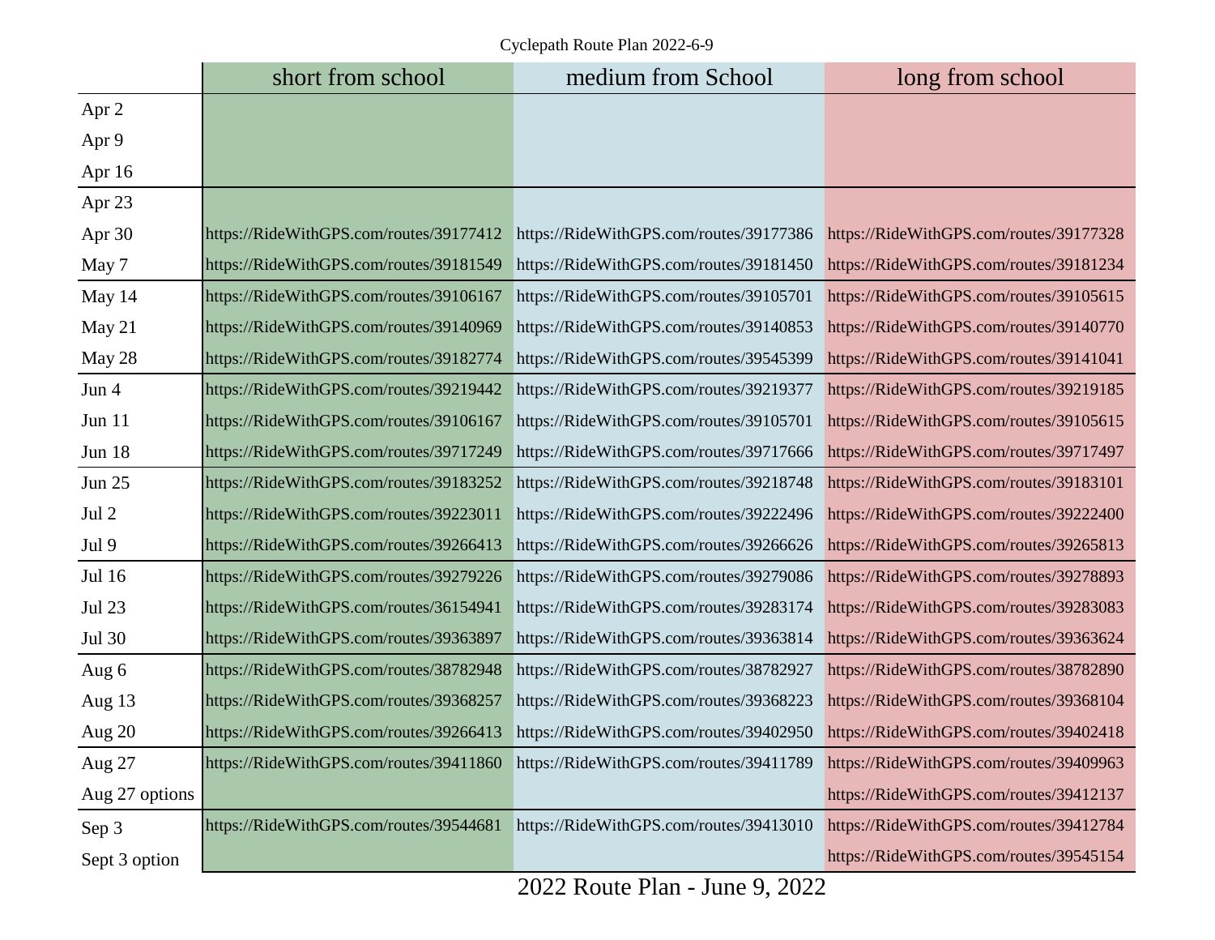Cyclepath Route Plan 2022-6-9

| | short from school | medium from School | long from school |
|---|---|---|---|
| Apr 2 | | | |
| Apr 9 | | | |
| Apr 16 | | | |
| Apr 23 | | | |
| Apr 30 | https://RideWithGPS.com/routes/39177412 | https://RideWithGPS.com/routes/39177386 | https://RideWithGPS.com/routes/39177328 |
| May 7 | https://RideWithGPS.com/routes/39181549 | https://RideWithGPS.com/routes/39181450 | https://RideWithGPS.com/routes/39181234 |
| May 14 | https://RideWithGPS.com/routes/39106167 | https://RideWithGPS.com/routes/39105701 | https://RideWithGPS.com/routes/39105615 |
| May 21 | https://RideWithGPS.com/routes/39140969 | https://RideWithGPS.com/routes/39140853 | https://RideWithGPS.com/routes/39140770 |
| May 28 | https://RideWithGPS.com/routes/39182774 | https://RideWithGPS.com/routes/39545399 | https://RideWithGPS.com/routes/39141041 |
| Jun 4 | https://RideWithGPS.com/routes/39219442 | https://RideWithGPS.com/routes/39219377 | https://RideWithGPS.com/routes/39219185 |
| Jun 11 | https://RideWithGPS.com/routes/39106167 | https://RideWithGPS.com/routes/39105701 | https://RideWithGPS.com/routes/39105615 |
| Jun 18 | https://RideWithGPS.com/routes/39717249 | https://RideWithGPS.com/routes/39717666 | https://RideWithGPS.com/routes/39717497 |
| Jun 25 | https://RideWithGPS.com/routes/39183252 | https://RideWithGPS.com/routes/39218748 | https://RideWithGPS.com/routes/39183101 |
| Jul 2 | https://RideWithGPS.com/routes/39223011 | https://RideWithGPS.com/routes/39222496 | https://RideWithGPS.com/routes/39222400 |
| Jul 9 | https://RideWithGPS.com/routes/39266413 | https://RideWithGPS.com/routes/39266626 | https://RideWithGPS.com/routes/39265813 |
| Jul 16 | https://RideWithGPS.com/routes/39279226 | https://RideWithGPS.com/routes/39279086 | https://RideWithGPS.com/routes/39278893 |
| Jul 23 | https://RideWithGPS.com/routes/36154941 | https://RideWithGPS.com/routes/39283174 | https://RideWithGPS.com/routes/39283083 |
| Jul 30 | https://RideWithGPS.com/routes/39363897 | https://RideWithGPS.com/routes/39363814 | https://RideWithGPS.com/routes/39363624 |
| Aug 6 | https://RideWithGPS.com/routes/38782948 | https://RideWithGPS.com/routes/38782927 | https://RideWithGPS.com/routes/38782890 |
| Aug 13 | https://RideWithGPS.com/routes/39368257 | https://RideWithGPS.com/routes/39368223 | https://RideWithGPS.com/routes/39368104 |
| Aug 20 | https://RideWithGPS.com/routes/39266413 | https://RideWithGPS.com/routes/39402950 | https://RideWithGPS.com/routes/39402418 |
| Aug 27 | https://RideWithGPS.com/routes/39411860 | https://RideWithGPS.com/routes/39411789 | https://RideWithGPS.com/routes/39409963 |
| Aug 27 options | | | https://RideWithGPS.com/routes/39412137 |
| Sep 3 | https://RideWithGPS.com/routes/39544681 | https://RideWithGPS.com/routes/39413010 | https://RideWithGPS.com/routes/39412784 |
| Sept 3 option | | | https://RideWithGPS.com/routes/39545154 |

2022 Route Plan - June 9, 2022